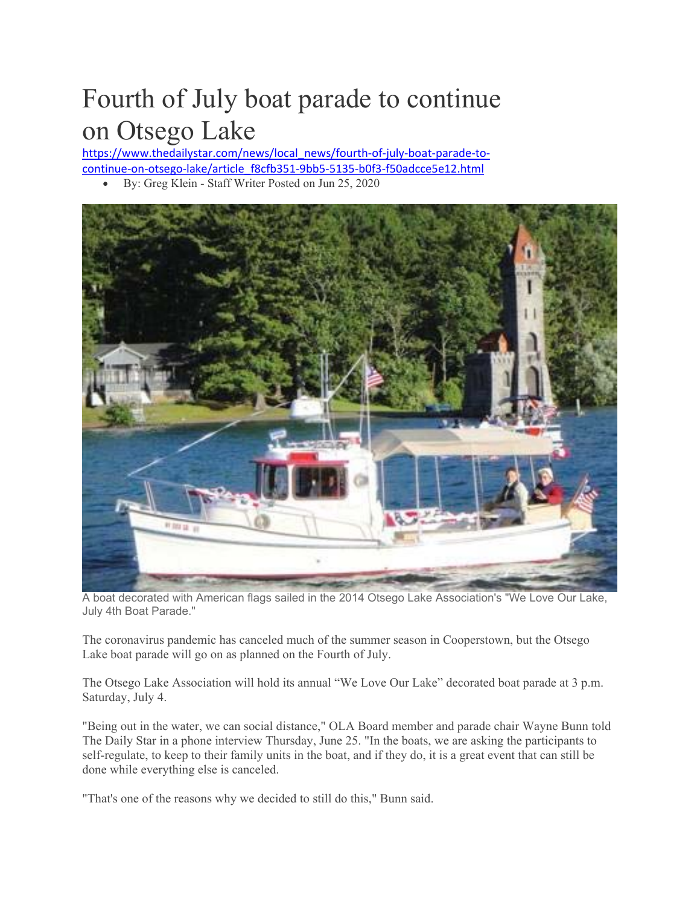# Fourth of July boat parade to continue on Otsego Lake

https://www.thedailystar.com/news/local_news/fourth-of-july-boat-parade-to-continue-on-otsego-lake/article_f8cfb351-9bb5-5135-b0f3-f50adcce5e12.html

- By: Greg Klein - Staff Writer Posted on Jun 25, 2020

A boat decorated with American flags sailed in the 2014 Otsego Lake Association's "We Love Our Lake, July 4th Boat Parade."

The coronavirus pandemic has canceled much of the summer season in Cooperstown, but the Otsego Lake boat parade will go on as planned on the Fourth of July.

The Otsego Lake Association will hold its annual "We Love Our Lake" decorated boat parade at 3 p.m. Saturday, July 4.

"Being out in the water, we can social distance," OLA Board member and parade chair Wayne Bunn told The Daily Star in a phone interview Thursday, June 25. "In the boats, we are asking the participants to self-regulate, to keep to their family units in the boat, and if they do, it is a great event that can still be done while everything else is canceled.

"That's one of the reasons why we decided to still do this," Bunn said.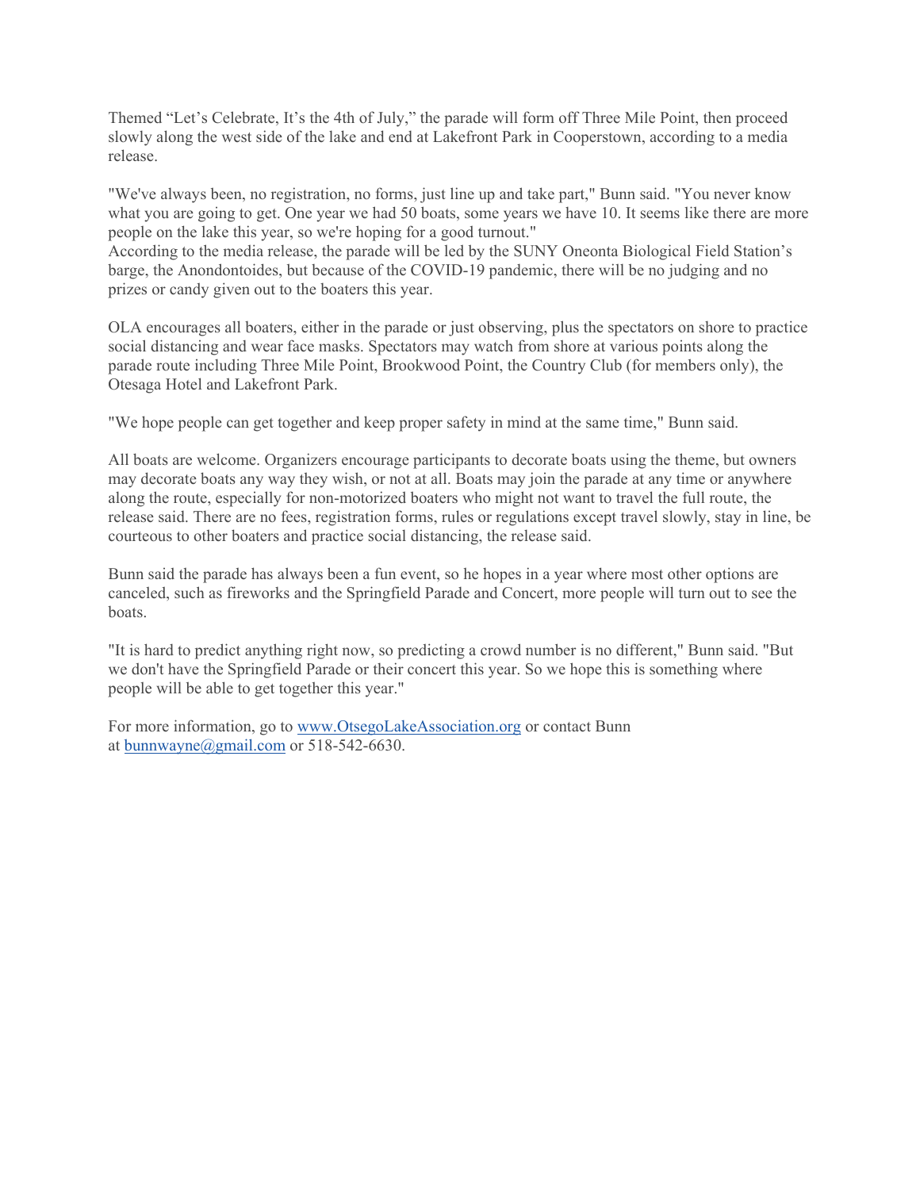Themed "Let's Celebrate, It's the 4th of July," the parade will form off Three Mile Point, then proceed slowly along the west side of the lake and end at Lakefront Park in Cooperstown, according to a media release.

"We've always been, no registration, no forms, just line up and take part," Bunn said. "You never know what you are going to get. One year we had 50 boats, some years we have 10. It seems like there are more people on the lake this year, so we're hoping for a good turnout."
According to the media release, the parade will be led by the SUNY Oneonta Biological Field Station's barge, the Anondontoides, but because of the COVID-19 pandemic, there will be no judging and no prizes or candy given out to the boaters this year.

OLA encourages all boaters, either in the parade or just observing, plus the spectators on shore to practice social distancing and wear face masks. Spectators may watch from shore at various points along the parade route including Three Mile Point, Brookwood Point, the Country Club (for members only), the Otesaga Hotel and Lakefront Park.

"We hope people can get together and keep proper safety in mind at the same time," Bunn said.

All boats are welcome. Organizers encourage participants to decorate boats using the theme, but owners may decorate boats any way they wish, or not at all. Boats may join the parade at any time or anywhere along the route, especially for non-motorized boaters who might not want to travel the full route, the release said. There are no fees, registration forms, rules or regulations except travel slowly, stay in line, be courteous to other boaters and practice social distancing, the release said.

Bunn said the parade has always been a fun event, so he hopes in a year where most other options are canceled, such as fireworks and the Springfield Parade and Concert, more people will turn out to see the boats.

"It is hard to predict anything right now, so predicting a crowd number is no different," Bunn said. "But we don't have the Springfield Parade or their concert this year. So we hope this is something where people will be able to get together this year."

For more information, go to www.OtsegoLakeAssociation.org or contact Bunn at bunnwayne@gmail.com or 518-542-6630.